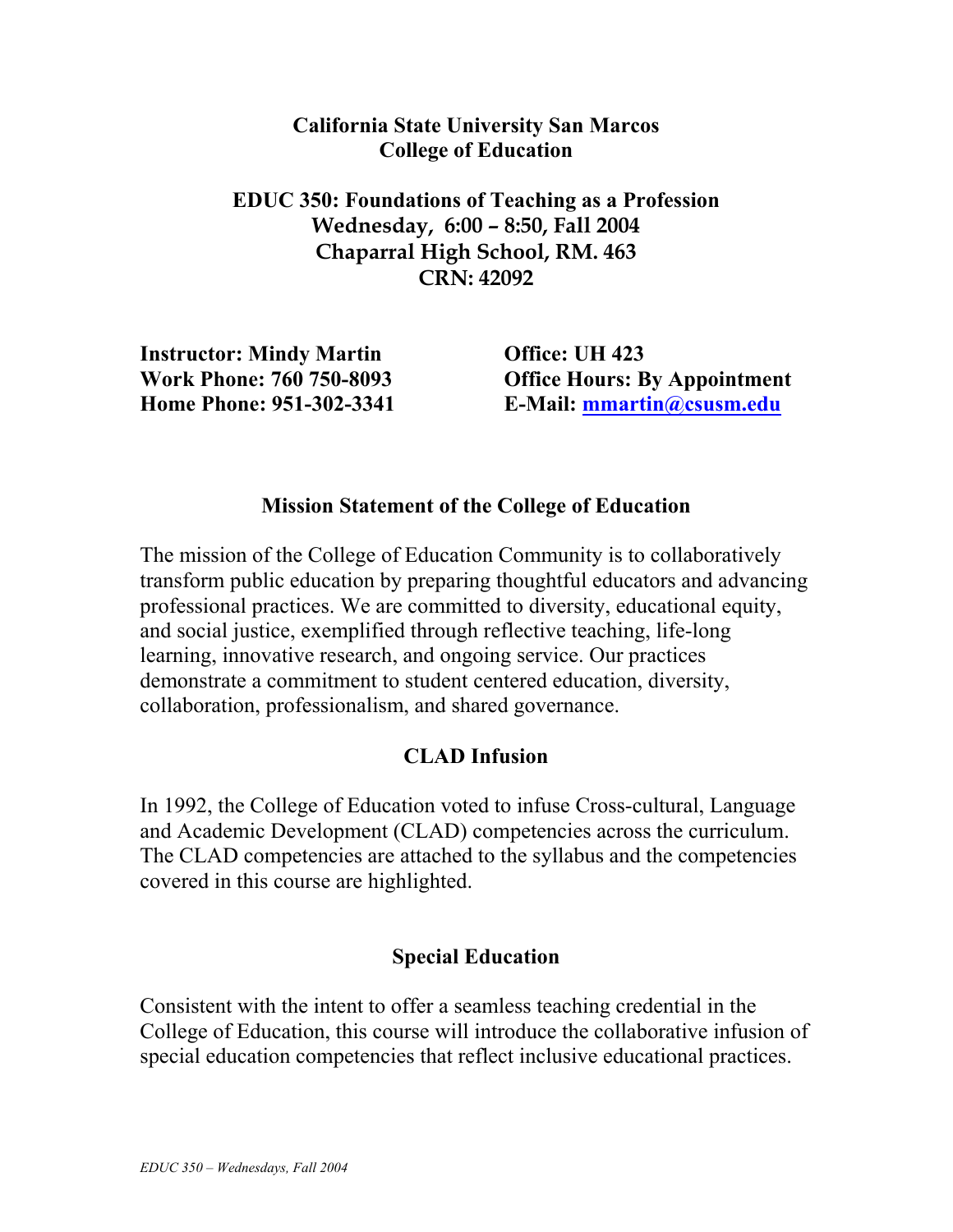**California State University San Marcos**
**College of Education**

# EDUC 350: Foundations of Teaching as a Profession

**Wednesday, 6:00 – 8:50, Fall 2004**
**Chaparral High School, RM. 463**
**CRN: 42092**

**Instructor: Mindy Martin**
**Work Phone: 760 750-8093**
**Home Phone: 951-302-3341**

**Office: UH 423**
**Office Hours: By Appointment**
**E-Mail: mmartin@csusm.edu**

## Mission Statement of the College of Education

The mission of the College of Education Community is to collaboratively transform public education by preparing thoughtful educators and advancing professional practices. We are committed to diversity, educational equity, and social justice, exemplified through reflective teaching, life-long learning, innovative research, and ongoing service. Our practices demonstrate a commitment to student centered education, diversity, collaboration, professionalism, and shared governance.

## CLAD Infusion

In 1992, the College of Education voted to infuse Cross-cultural, Language and Academic Development (CLAD) competencies across the curriculum. The CLAD competencies are attached to the syllabus and the competencies covered in this course are highlighted.

## Special Education

Consistent with the intent to offer a seamless teaching credential in the College of Education, this course will introduce the collaborative infusion of special education competencies that reflect inclusive educational practices.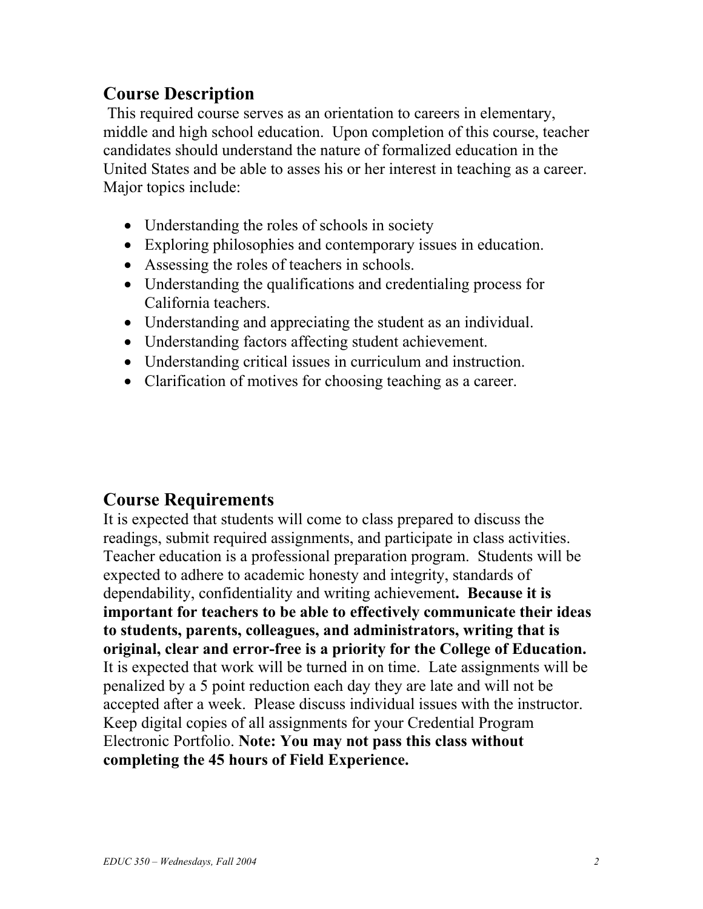## Course Description

This required course serves as an orientation to careers in elementary, middle and high school education. Upon completion of this course, teacher candidates should understand the nature of formalized education in the United States and be able to asses his or her interest in teaching as a career. Major topics include:

- Understanding the roles of schools in society
- Exploring philosophies and contemporary issues in education.
- Assessing the roles of teachers in schools.
- Understanding the qualifications and credentialing process for California teachers.
- Understanding and appreciating the student as an individual.
- Understanding factors affecting student achievement.
- Understanding critical issues in curriculum and instruction.
- Clarification of motives for choosing teaching as a career.

## Course Requirements

It is expected that students will come to class prepared to discuss the readings, submit required assignments, and participate in class activities. Teacher education is a professional preparation program. Students will be expected to adhere to academic honesty and integrity, standards of dependability, confidentiality and writing achievement**. Because it is important for teachers to be able to effectively communicate their ideas to students, parents, colleagues, and administrators, writing that is original, clear and error-free is a priority for the College of Education.** It is expected that work will be turned in on time. Late assignments will be penalized by a 5 point reduction each day they are late and will not be accepted after a week. Please discuss individual issues with the instructor. Keep digital copies of all assignments for your Credential Program Electronic Portfolio. **Note: You may not pass this class without completing the 45 hours of Field Experience.**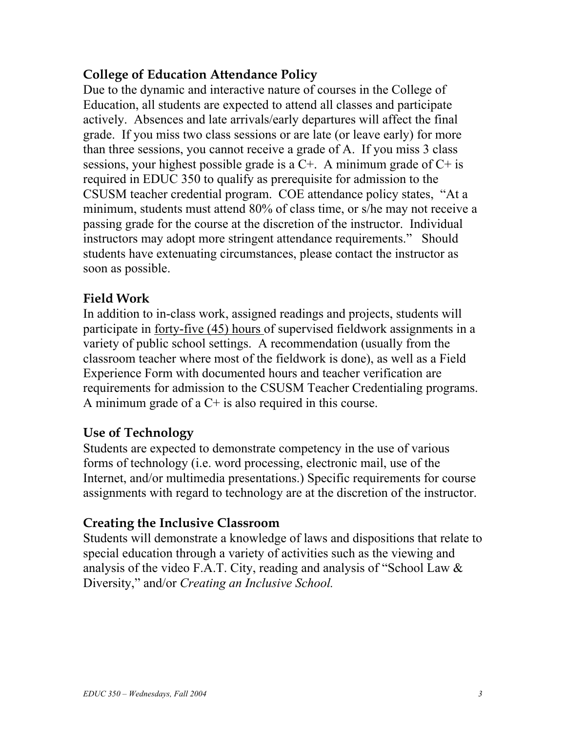## College of Education Attendance Policy

Due to the dynamic and interactive nature of courses in the College of Education, all students are expected to attend all classes and participate actively. Absences and late arrivals/early departures will affect the final grade. If you miss two class sessions or are late (or leave early) for more than three sessions, you cannot receive a grade of A. If you miss 3 class sessions, your highest possible grade is a C+. A minimum grade of C+ is required in EDUC 350 to qualify as prerequisite for admission to the CSUSM teacher credential program. COE attendance policy states, "At a minimum, students must attend 80% of class time, or s/he may not receive a passing grade for the course at the discretion of the instructor. Individual instructors may adopt more stringent attendance requirements." Should students have extenuating circumstances, please contact the instructor as soon as possible.

## Field Work

In addition to in-class work, assigned readings and projects, students will participate in forty-five (45) hours of supervised fieldwork assignments in a variety of public school settings. A recommendation (usually from the classroom teacher where most of the fieldwork is done), as well as a Field Experience Form with documented hours and teacher verification are requirements for admission to the CSUSM Teacher Credentialing programs. A minimum grade of a C+ is also required in this course.

## Use of Technology

Students are expected to demonstrate competency in the use of various forms of technology (i.e. word processing, electronic mail, use of the Internet, and/or multimedia presentations.) Specific requirements for course assignments with regard to technology are at the discretion of the instructor.

## Creating the Inclusive Classroom

Students will demonstrate a knowledge of laws and dispositions that relate to special education through a variety of activities such as the viewing and analysis of the video F.A.T. City, reading and analysis of "School Law & Diversity," and/or *Creating an Inclusive School.*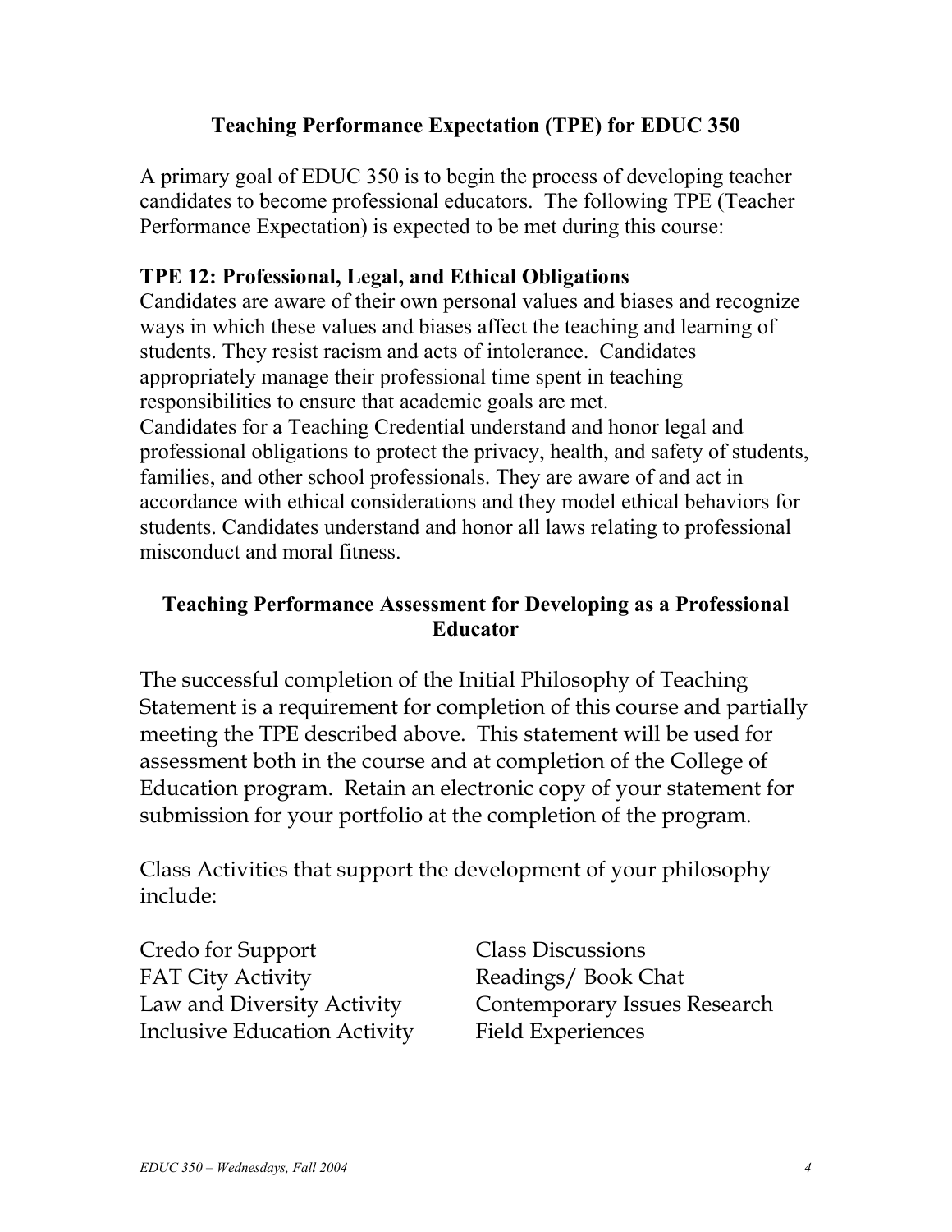## Teaching Performance Expectation (TPE) for EDUC 350

A primary goal of EDUC 350 is to begin the process of developing teacher candidates to become professional educators. The following TPE (Teacher Performance Expectation) is expected to be met during this course:

### TPE 12: Professional, Legal, and Ethical Obligations

Candidates are aware of their own personal values and biases and recognize ways in which these values and biases affect the teaching and learning of students. They resist racism and acts of intolerance. Candidates appropriately manage their professional time spent in teaching responsibilities to ensure that academic goals are met.
Candidates for a Teaching Credential understand and honor legal and professional obligations to protect the privacy, health, and safety of students, families, and other school professionals. They are aware of and act in accordance with ethical considerations and they model ethical behaviors for students. Candidates understand and honor all laws relating to professional misconduct and moral fitness.

## Teaching Performance Assessment for Developing as a Professional Educator

The successful completion of the Initial Philosophy of Teaching Statement is a requirement for completion of this course and partially meeting the TPE described above. This statement will be used for assessment both in the course and at completion of the College of Education program. Retain an electronic copy of your statement for submission for your portfolio at the completion of the program.

Class Activities that support the development of your philosophy include:

- Credo for Support
- FAT City Activity
- Law and Diversity Activity
- Inclusive Education Activity
- Class Discussions
- Readings/ Book Chat
- Contemporary Issues Research
- Field Experiences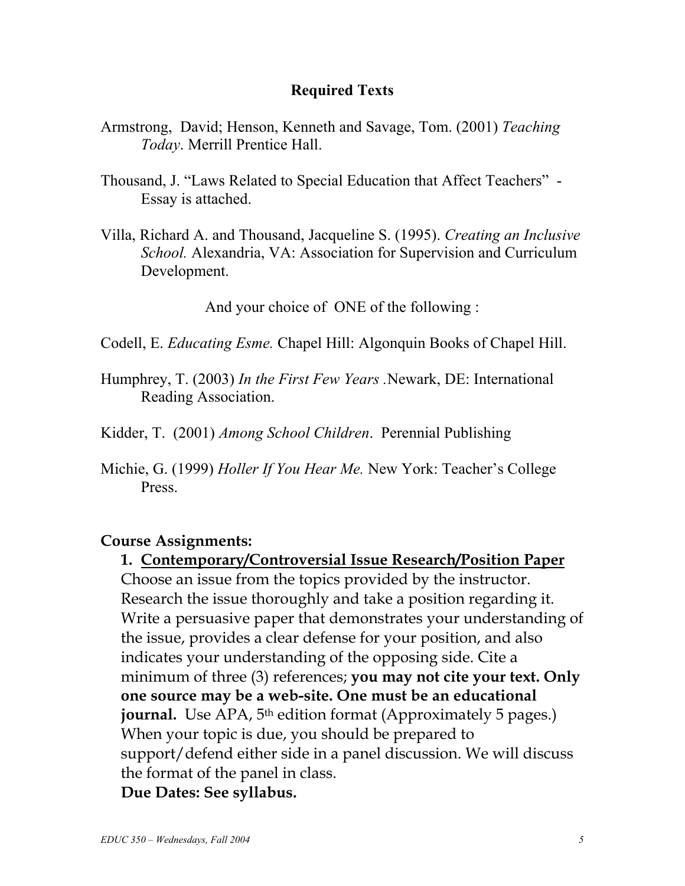## Required Texts

Armstrong, David; Henson, Kenneth and Savage, Tom. (2001) *Teaching Today*. Merrill Prentice Hall.

Thousand, J. "Laws Related to Special Education that Affect Teachers" - Essay is attached.

Villa, Richard A. and Thousand, Jacqueline S. (1995). *Creating an Inclusive School.* Alexandria, VA: Association for Supervision and Curriculum Development.

And your choice of ONE of the following :

Codell, E. *Educating Esme.* Chapel Hill: Algonquin Books of Chapel Hill.

Humphrey, T. (2003) *In the First Few Years* .Newark, DE: International Reading Association.

Kidder, T. (2001) *Among School Children*. Perennial Publishing

Michie, G. (1999) *Holler If You Hear Me.* New York: Teacher's College Press.

**Course Assignments:**

1. **Contemporary/Controversial Issue Research/Position Paper**
   Choose an issue from the topics provided by the instructor. Research the issue thoroughly and take a position regarding it. Write a persuasive paper that demonstrates your understanding of the issue, provides a clear defense for your position, and also indicates your understanding of the opposing side. Cite a minimum of three (3) references; **you may not cite your text. Only one source may be a web-site. One must be an educational journal.** Use APA, 5th edition format (Approximately 5 pages.) When your topic is due, you should be prepared to support/defend either side in a panel discussion. We will discuss the format of the panel in class.
   **Due Dates: See syllabus.**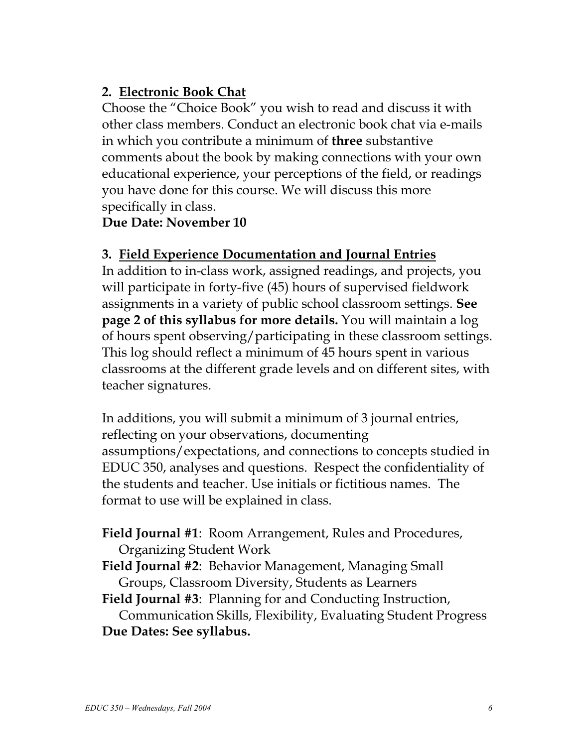**2. <u>Electronic Book Chat</u>**

Choose the "Choice Book" you wish to read and discuss it with other class members. Conduct an electronic book chat via e-mails in which you contribute a minimum of **three** substantive comments about the book by making connections with your own educational experience, your perceptions of the field, or readings you have done for this course. We will discuss this more specifically in class.

**Due Date: November 10**

**3. <u>Field Experience Documentation and Journal Entries</u>**

In addition to in-class work, assigned readings, and projects, you will participate in forty-five (45) hours of supervised fieldwork assignments in a variety of public school classroom settings. **See page 2 of this syllabus for more details.** You will maintain a log of hours spent observing/participating in these classroom settings. This log should reflect a minimum of 45 hours spent in various classrooms at the different grade levels and on different sites, with teacher signatures.

In additions, you will submit a minimum of 3 journal entries, reflecting on your observations, documenting assumptions/expectations, and connections to concepts studied in EDUC 350, analyses and questions. Respect the confidentiality of the students and teacher. Use initials or fictitious names. The format to use will be explained in class.

**Field Journal #1**: Room Arrangement, Rules and Procedures, Organizing Student Work

**Field Journal #2**: Behavior Management, Managing Small Groups, Classroom Diversity, Students as Learners

**Field Journal #3**: Planning for and Conducting Instruction, Communication Skills, Flexibility, Evaluating Student Progress

**Due Dates: See syllabus.**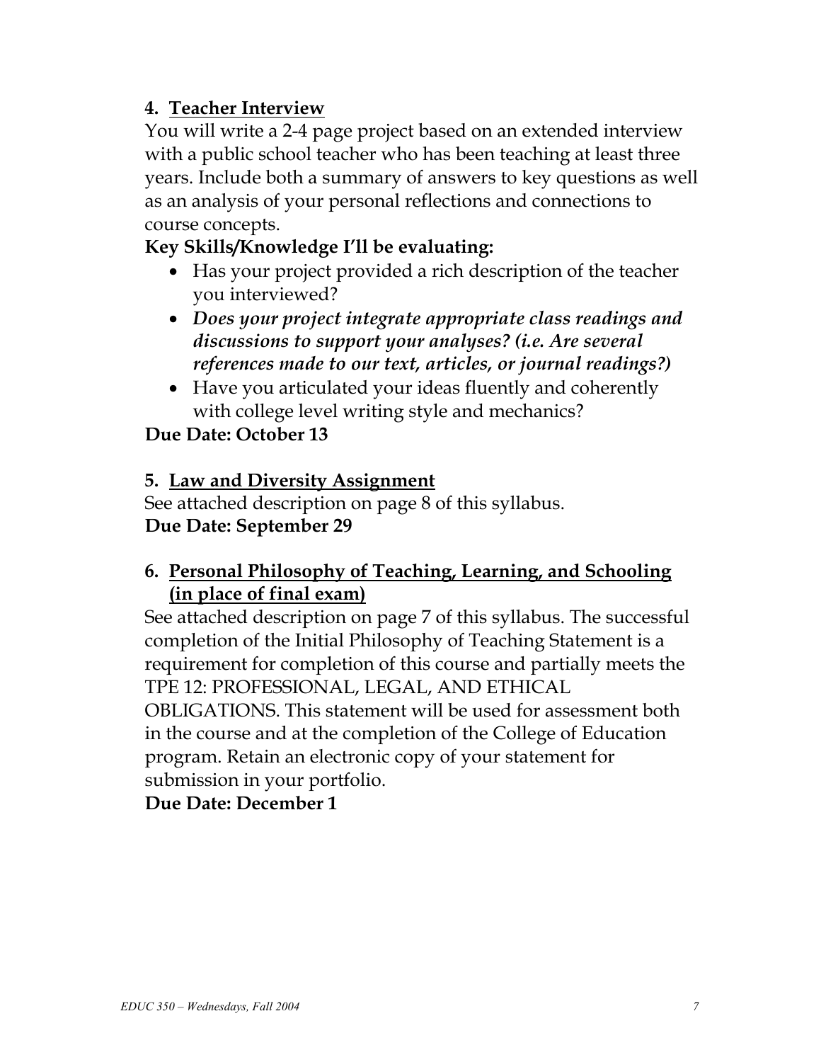## 4. Teacher Interview

You will write a 2-4 page project based on an extended interview with a public school teacher who has been teaching at least three years. Include both a summary of answers to key questions as well as an analysis of your personal reflections and connections to course concepts.

**Key Skills/Knowledge I'll be evaluating:**

- Has your project provided a rich description of the teacher you interviewed?
- ***Does your project integrate appropriate class readings and discussions to support your analyses? (i.e. Are several references made to our text, articles, or journal readings?)***
- Have you articulated your ideas fluently and coherently with college level writing style and mechanics?

**Due Date: October 13**

## 5. Law and Diversity Assignment

See attached description on page 8 of this syllabus.

**Due Date: September 29**

## 6. Personal Philosophy of Teaching, Learning, and Schooling (in place of final exam)

See attached description on page 7 of this syllabus. The successful completion of the Initial Philosophy of Teaching Statement is a requirement for completion of this course and partially meets the TPE 12: PROFESSIONAL, LEGAL, AND ETHICAL OBLIGATIONS. This statement will be used for assessment both in the course and at the completion of the College of Education program. Retain an electronic copy of your statement for submission in your portfolio.

**Due Date: December 1**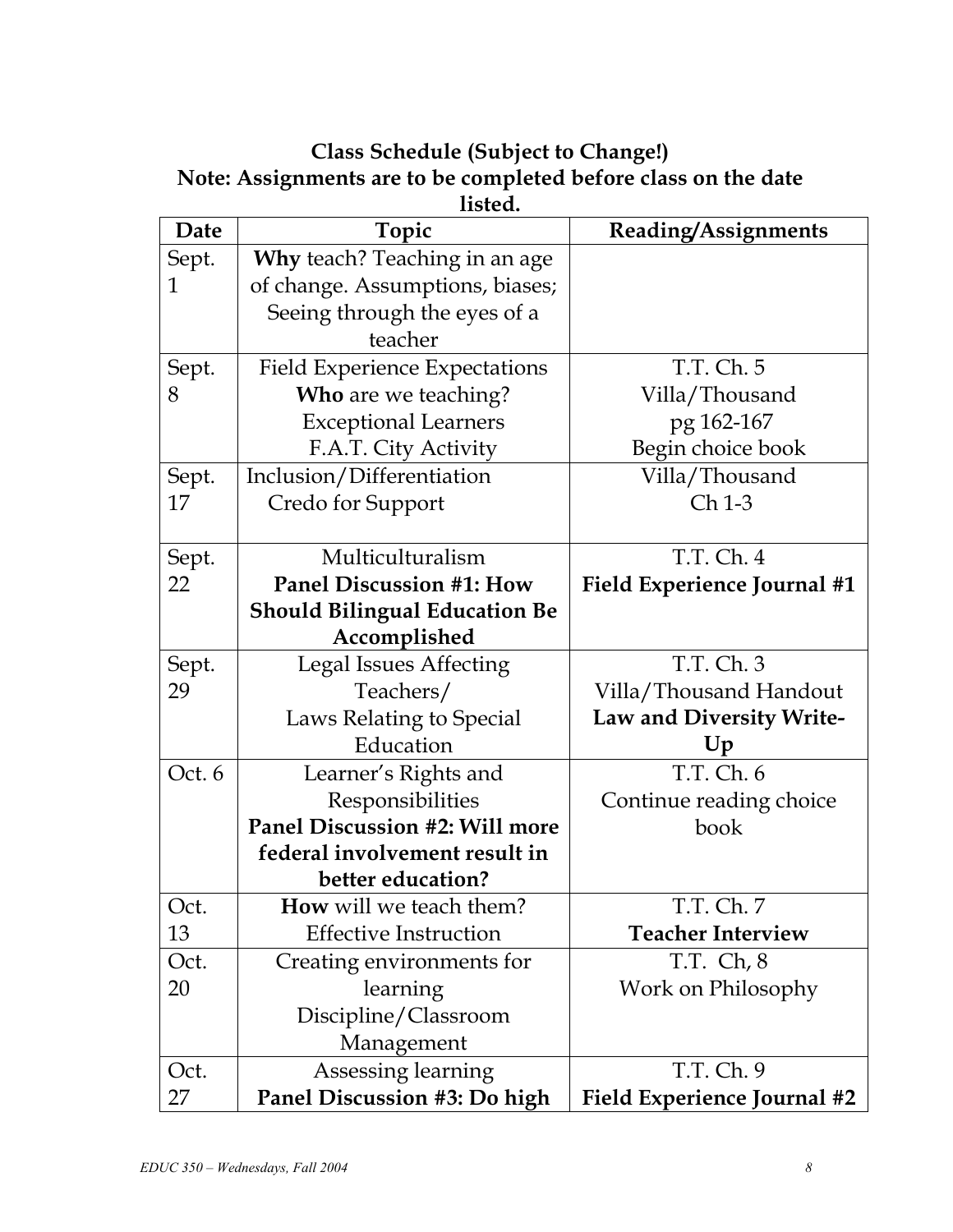**Class Schedule (Subject to Change!)**
**Note: Assignments are to be completed before class on the date listed.**

| Date | Topic | Reading/Assignments |
|---|---|---|
| Sept. 1 | **Why** teach? Teaching in an age of change. Assumptions, biases; Seeing through the eyes of a teacher | |
| Sept. 8 | Field Experience Expectations **Who** are we teaching? Exceptional Learners F.A.T. City Activity | T.T. Ch. 5 Villa/Thousand pg 162-167 Begin choice book |
| Sept. 17 | Inclusion/Differentiation Credo for Support | Villa/Thousand Ch 1-3 |
| Sept. 22 | Multiculturalism **Panel Discussion #1: How Should Bilingual Education Be Accomplished** | T.T. Ch. 4 **Field Experience Journal #1** |
| Sept. 29 | Legal Issues Affecting Teachers/ Laws Relating to Special Education | T.T. Ch. 3 Villa/Thousand Handout **Law and Diversity Write-Up** |
| Oct. 6 | Learner's Rights and Responsibilities **Panel Discussion #2: Will more federal involvement result in better education?** | T.T. Ch. 6 Continue reading choice book |
| Oct. 13 | **How** will we teach them? Effective Instruction | T.T. Ch. 7 **Teacher Interview** |
| Oct. 20 | Creating environments for learning Discipline/Classroom Management | T.T. Ch, 8 Work on Philosophy |
| Oct. 27 | Assessing learning **Panel Discussion #3: Do high** | T.T. Ch. 9 **Field Experience Journal #2** |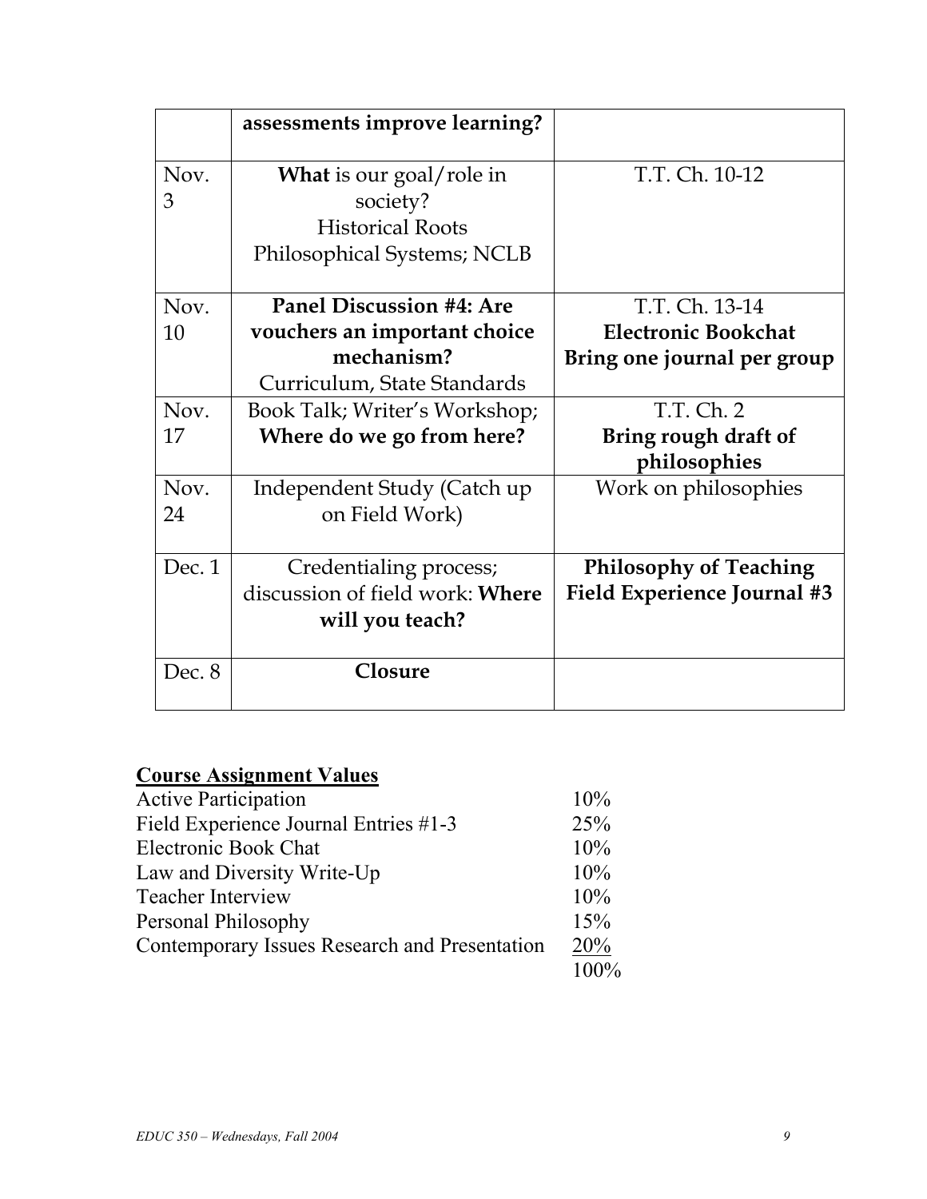|  |  |  |
| --- | --- | --- |
|  | **assessments improve learning?** |  |
| Nov. 3 | **What** is our goal/role in society?<br>Historical Roots<br>Philosophical Systems; NCLB | T.T. Ch. 10-12 |
| Nov. 10 | **Panel Discussion #4: Are vouchers an important choice mechanism?**<br>Curriculum, State Standards | T.T. Ch. 13-14<br>**Electronic Bookchat**<br>**Bring one journal per group** |
| Nov. 17 | Book Talk; Writer's Workshop; **Where do we go from here?** | T.T. Ch. 2<br>**Bring rough draft of philosophies** |
| Nov. 24 | Independent Study (Catch up on Field Work) | Work on philosophies |
| Dec. 1 | Credentialing process; discussion of field work: **Where will you teach?** | **Philosophy of Teaching**<br>**Field Experience Journal #3** |
| Dec. 8 | **Closure** |  |

## Course Assignment Values

| | |
| --- | --- |
| Active Participation | 10% |
| Field Experience Journal Entries #1-3 | 25% |
| Electronic Book Chat | 10% |
| Law and Diversity Write-Up | 10% |
| Teacher Interview | 10% |
| Personal Philosophy | 15% |
| Contemporary Issues Research and Presentation | 20% |
| | 100% |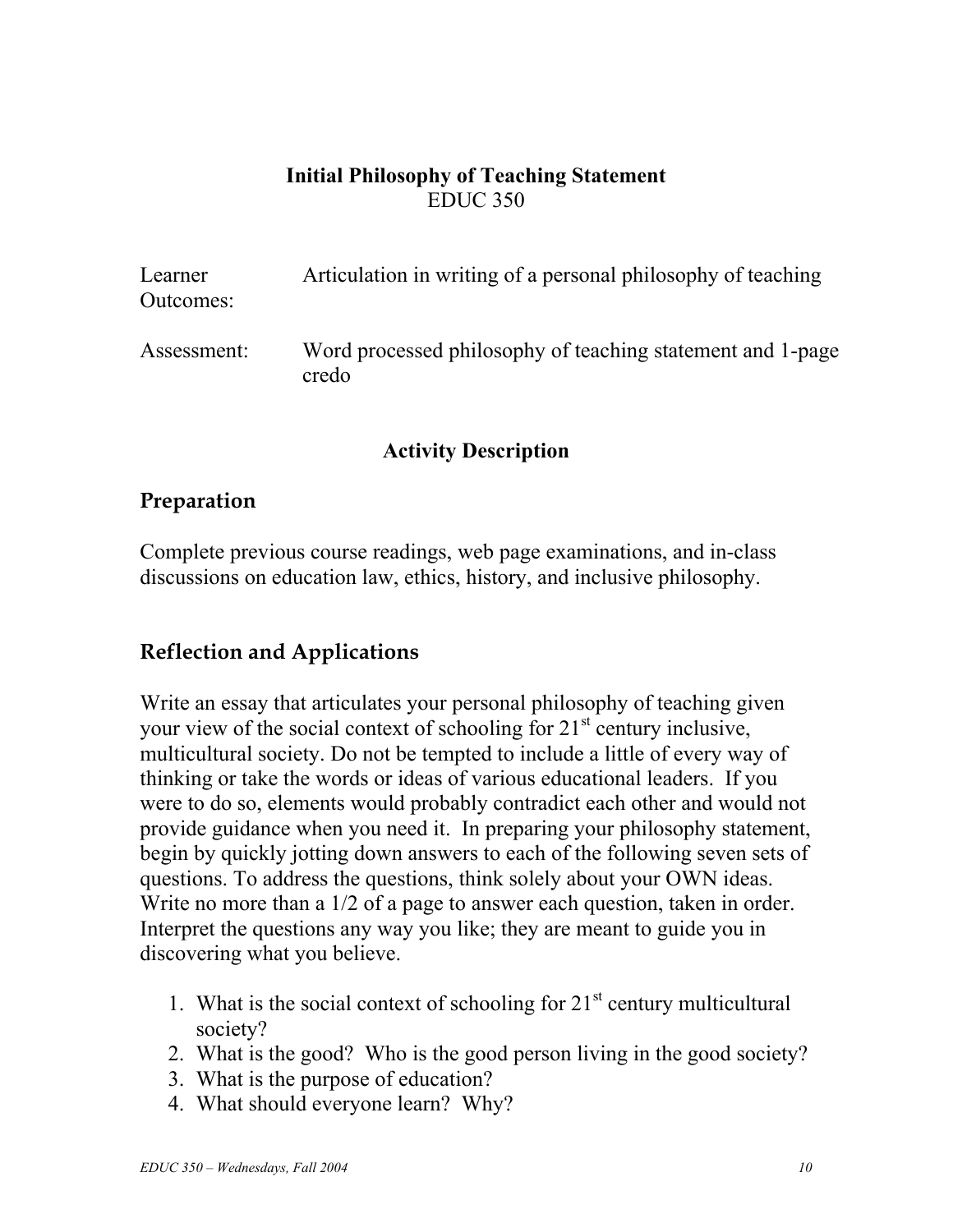**Initial Philosophy of Teaching Statement**
EDUC 350

| | |
|---|---|
| Learner Outcomes: | Articulation in writing of a personal philosophy of teaching |
| Assessment: | Word processed philosophy of teaching statement and 1-page credo |

**Activity Description**

## Preparation

Complete previous course readings, web page examinations, and in-class discussions on education law, ethics, history, and inclusive philosophy.

## Reflection and Applications

Write an essay that articulates your personal philosophy of teaching given your view of the social context of schooling for 21st century inclusive, multicultural society. Do not be tempted to include a little of every way of thinking or take the words or ideas of various educational leaders. If you were to do so, elements would probably contradict each other and would not provide guidance when you need it. In preparing your philosophy statement, begin by quickly jotting down answers to each of the following seven sets of questions. To address the questions, think solely about your OWN ideas. Write no more than a 1/2 of a page to answer each question, taken in order. Interpret the questions any way you like; they are meant to guide you in discovering what you believe.

1. What is the social context of schooling for 21st century multicultural society?
2. What is the good? Who is the good person living in the good society?
3. What is the purpose of education?
4. What should everyone learn? Why?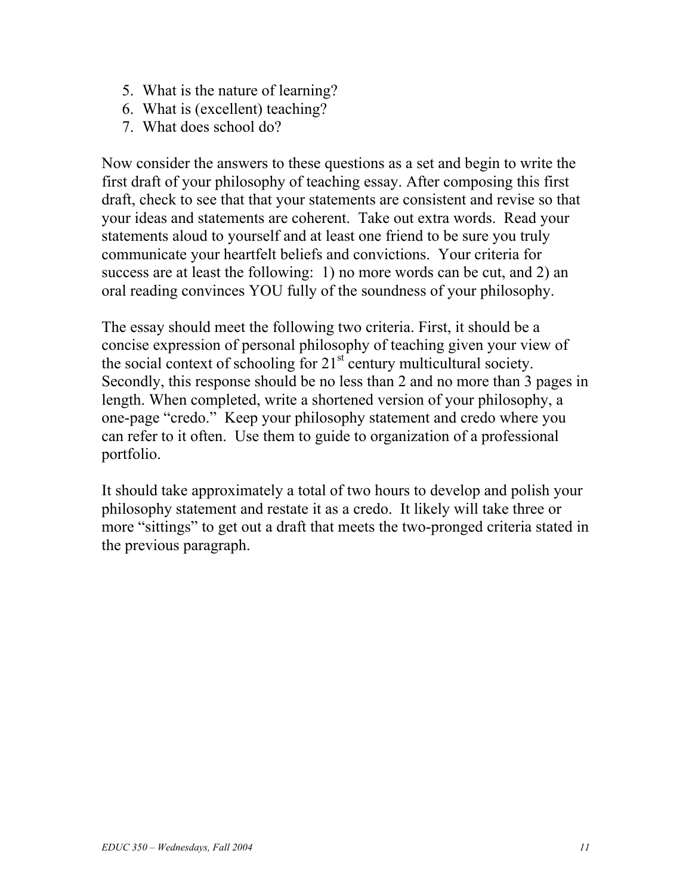5. What is the nature of learning?
6. What is (excellent) teaching?
7. What does school do?

Now consider the answers to these questions as a set and begin to write the first draft of your philosophy of teaching essay. After composing this first draft, check to see that that your statements are consistent and revise so that your ideas and statements are coherent. Take out extra words. Read your statements aloud to yourself and at least one friend to be sure you truly communicate your heartfelt beliefs and convictions. Your criteria for success are at least the following: 1) no more words can be cut, and 2) an oral reading convinces YOU fully of the soundness of your philosophy.

The essay should meet the following two criteria. First, it should be a concise expression of personal philosophy of teaching given your view of the social context of schooling for 21st century multicultural society. Secondly, this response should be no less than 2 and no more than 3 pages in length. When completed, write a shortened version of your philosophy, a one-page "credo." Keep your philosophy statement and credo where you can refer to it often. Use them to guide to organization of a professional portfolio.

It should take approximately a total of two hours to develop and polish your philosophy statement and restate it as a credo. It likely will take three or more "sittings" to get out a draft that meets the two-pronged criteria stated in the previous paragraph.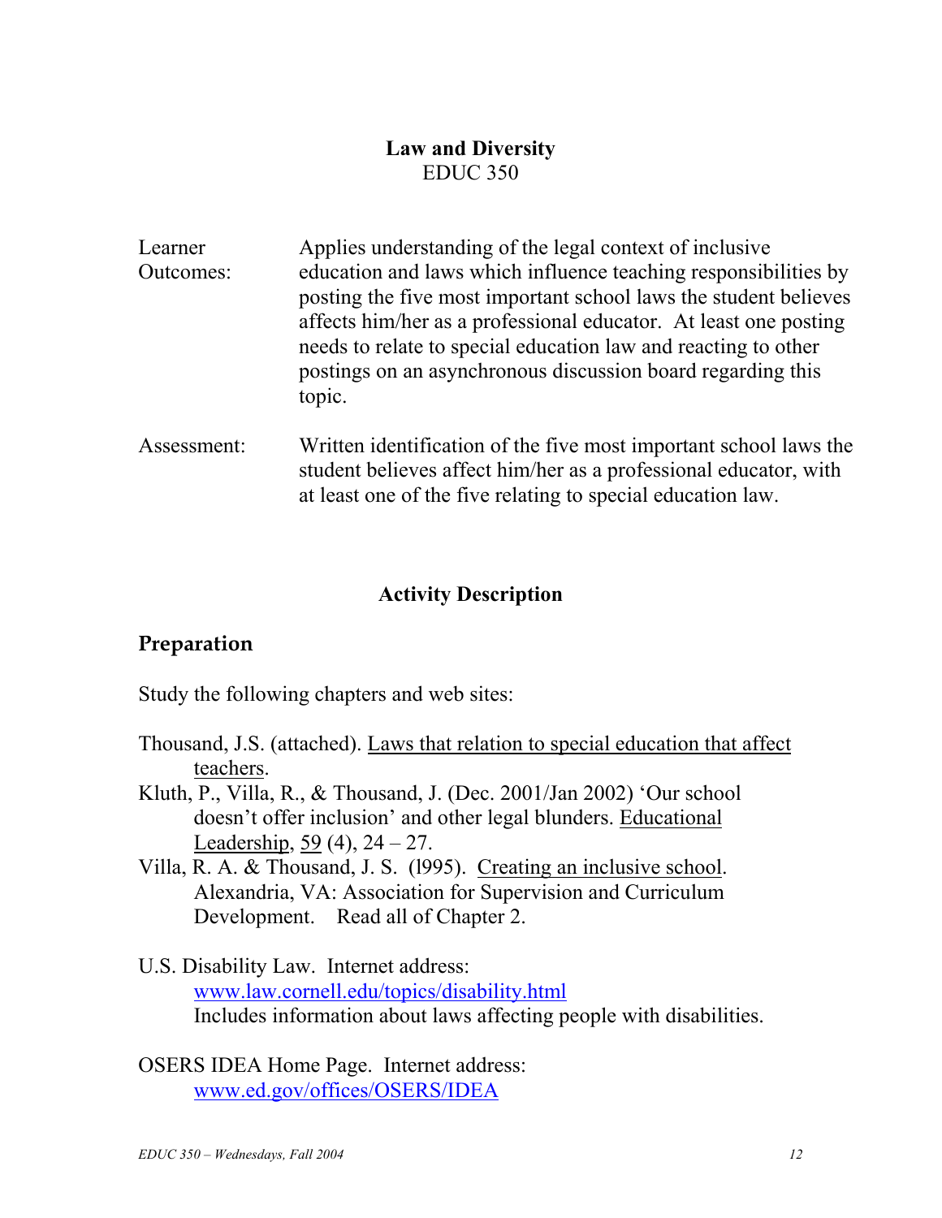**Law and Diversity**
EDUC 350

| | |
|---|---|
| Learner Outcomes: | Applies understanding of the legal context of inclusive education and laws which influence teaching responsibilities by posting the five most important school laws the student believes affects him/her as a professional educator. At least one posting needs to relate to special education law and reacting to other postings on an asynchronous discussion board regarding this topic. |
| Assessment: | Written identification of the five most important school laws the student believes affect him/her as a professional educator, with at least one of the five relating to special education law. |

## Activity Description

### Preparation

Study the following chapters and web sites:

Thousand, J.S. (attached). Laws that relation to special education that affect teachers.

Kluth, P., Villa, R., & Thousand, J. (Dec. 2001/Jan 2002) 'Our school doesn't offer inclusion' and other legal blunders. Educational Leadership, 59 (4), 24 – 27.

Villa, R. A. & Thousand, J. S. (l995). Creating an inclusive school. Alexandria, VA: Association for Supervision and Curriculum Development. Read all of Chapter 2.

U.S. Disability Law. Internet address: www.law.cornell.edu/topics/disability.html
Includes information about laws affecting people with disabilities.

OSERS IDEA Home Page. Internet address: www.ed.gov/offices/OSERS/IDEA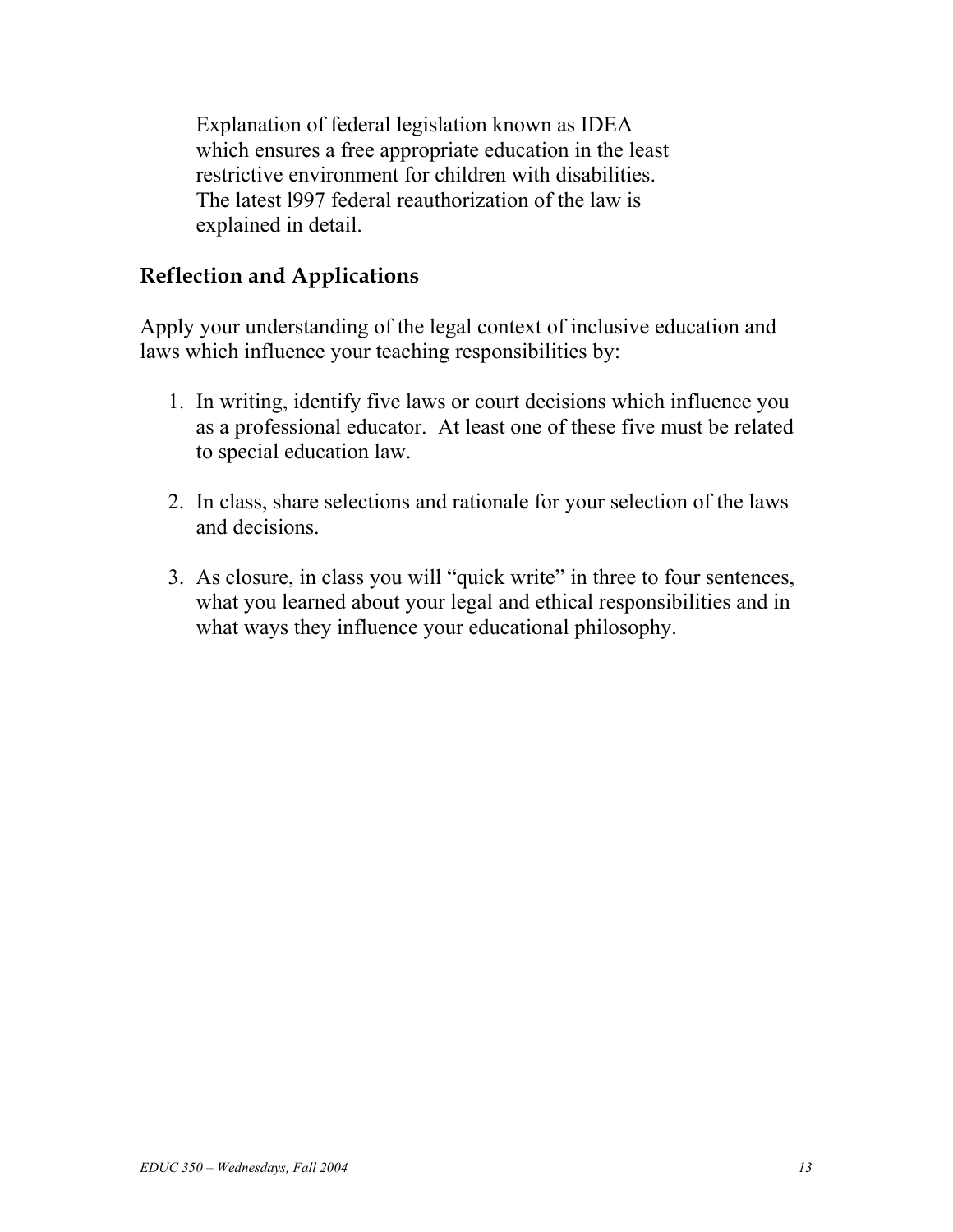Explanation of federal legislation known as IDEA which ensures a free appropriate education in the least restrictive environment for children with disabilities. The latest l997 federal reauthorization of the law is explained in detail.

## Reflection and Applications

Apply your understanding of the legal context of inclusive education and laws which influence your teaching responsibilities by:

1. In writing, identify five laws or court decisions which influence you as a professional educator. At least one of these five must be related to special education law.

2. In class, share selections and rationale for your selection of the laws and decisions.

3. As closure, in class you will "quick write" in three to four sentences, what you learned about your legal and ethical responsibilities and in what ways they influence your educational philosophy.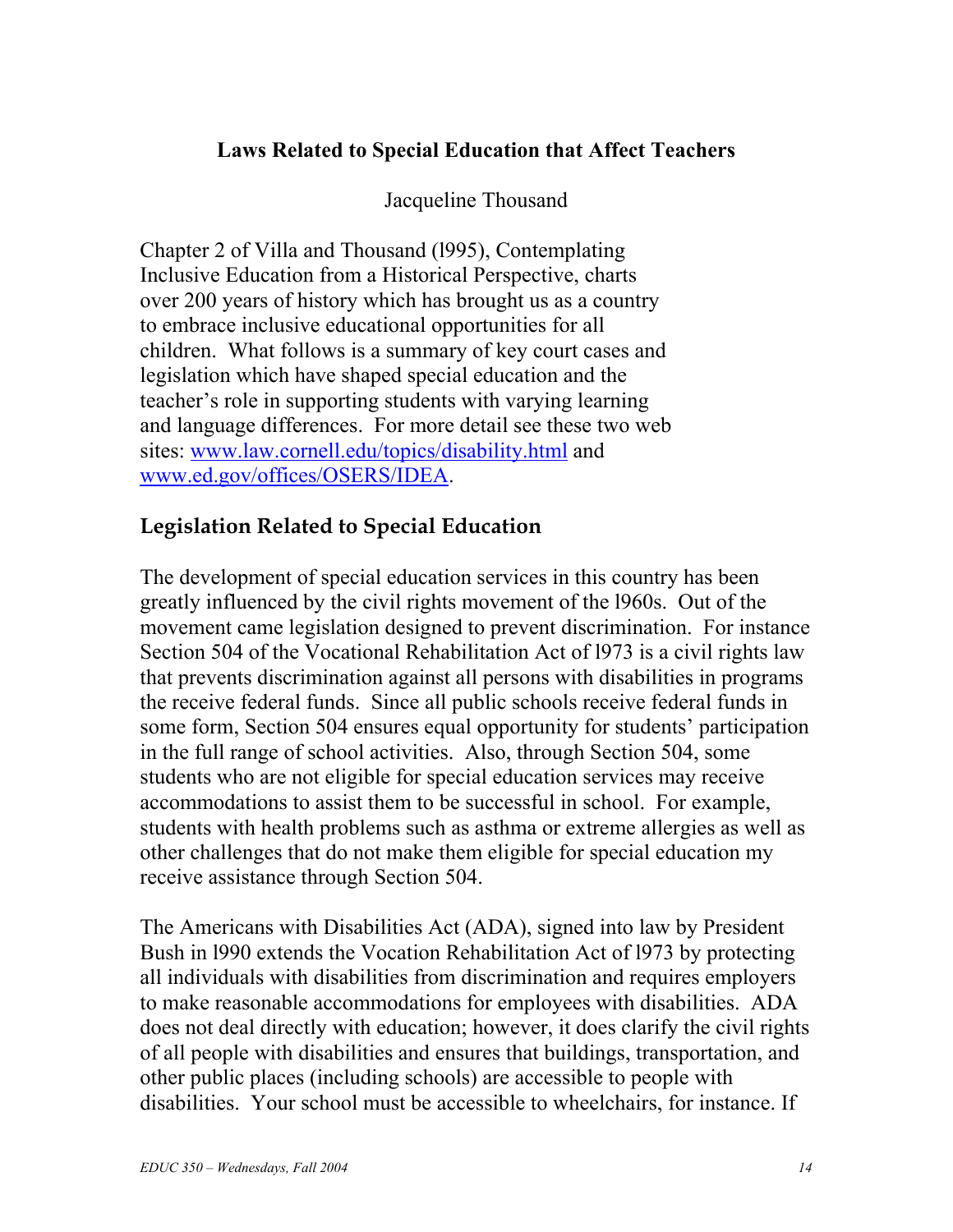### Laws Related to Special Education that Affect Teachers

Jacqueline Thousand

Chapter 2 of Villa and Thousand (l995), Contemplating Inclusive Education from a Historical Perspective, charts over 200 years of history which has brought us as a country to embrace inclusive educational opportunities for all children. What follows is a summary of key court cases and legislation which have shaped special education and the teacher's role in supporting students with varying learning and language differences. For more detail see these two web sites: [www.law.cornell.edu/topics/disability.html](www.law.cornell.edu/topics/disability.html) and [www.ed.gov/offices/OSERS/IDEA](www.ed.gov/offices/OSERS/IDEA).

## Legislation Related to Special Education

The development of special education services in this country has been greatly influenced by the civil rights movement of the l960s. Out of the movement came legislation designed to prevent discrimination. For instance Section 504 of the Vocational Rehabilitation Act of l973 is a civil rights law that prevents discrimination against all persons with disabilities in programs the receive federal funds. Since all public schools receive federal funds in some form, Section 504 ensures equal opportunity for students' participation in the full range of school activities. Also, through Section 504, some students who are not eligible for special education services may receive accommodations to assist them to be successful in school. For example, students with health problems such as asthma or extreme allergies as well as other challenges that do not make them eligible for special education my receive assistance through Section 504.

The Americans with Disabilities Act (ADA), signed into law by President Bush in l990 extends the Vocation Rehabilitation Act of l973 by protecting all individuals with disabilities from discrimination and requires employers to make reasonable accommodations for employees with disabilities. ADA does not deal directly with education; however, it does clarify the civil rights of all people with disabilities and ensures that buildings, transportation, and other public places (including schools) are accessible to people with disabilities. Your school must be accessible to wheelchairs, for instance. If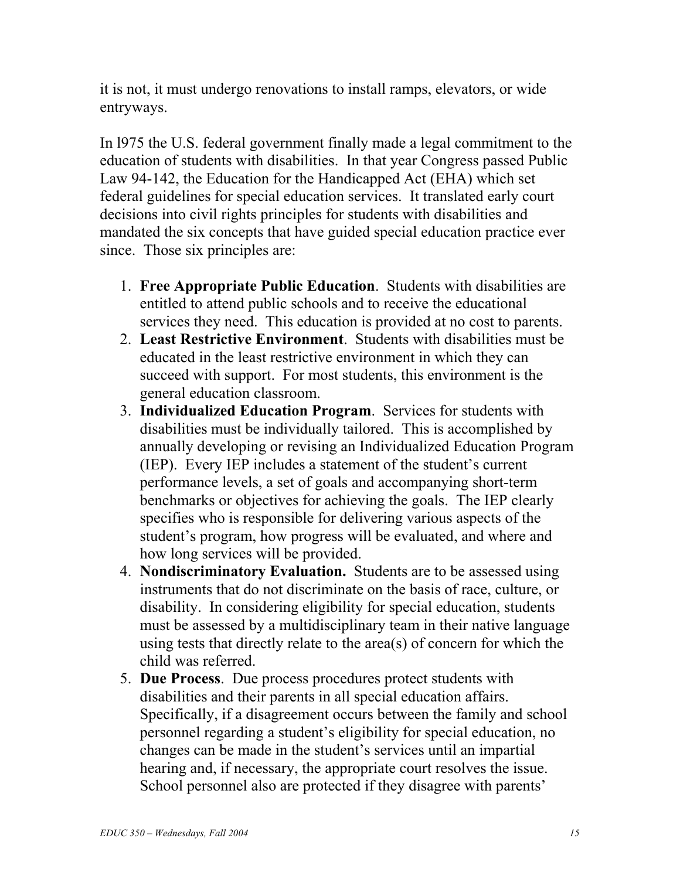it is not, it must undergo renovations to install ramps, elevators, or wide entryways.

In l975 the U.S. federal government finally made a legal commitment to the education of students with disabilities. In that year Congress passed Public Law 94-142, the Education for the Handicapped Act (EHA) which set federal guidelines for special education services. It translated early court decisions into civil rights principles for students with disabilities and mandated the six concepts that have guided special education practice ever since. Those six principles are:

1. **Free Appropriate Public Education**. Students with disabilities are entitled to attend public schools and to receive the educational services they need. This education is provided at no cost to parents.
2. **Least Restrictive Environment**. Students with disabilities must be educated in the least restrictive environment in which they can succeed with support. For most students, this environment is the general education classroom.
3. **Individualized Education Program**. Services for students with disabilities must be individually tailored. This is accomplished by annually developing or revising an Individualized Education Program (IEP). Every IEP includes a statement of the student's current performance levels, a set of goals and accompanying short-term benchmarks or objectives for achieving the goals. The IEP clearly specifies who is responsible for delivering various aspects of the student's program, how progress will be evaluated, and where and how long services will be provided.
4. **Nondiscriminatory Evaluation.** Students are to be assessed using instruments that do not discriminate on the basis of race, culture, or disability. In considering eligibility for special education, students must be assessed by a multidisciplinary team in their native language using tests that directly relate to the area(s) of concern for which the child was referred.
5. **Due Process**. Due process procedures protect students with disabilities and their parents in all special education affairs. Specifically, if a disagreement occurs between the family and school personnel regarding a student's eligibility for special education, no changes can be made in the student's services until an impartial hearing and, if necessary, the appropriate court resolves the issue. School personnel also are protected if they disagree with parents'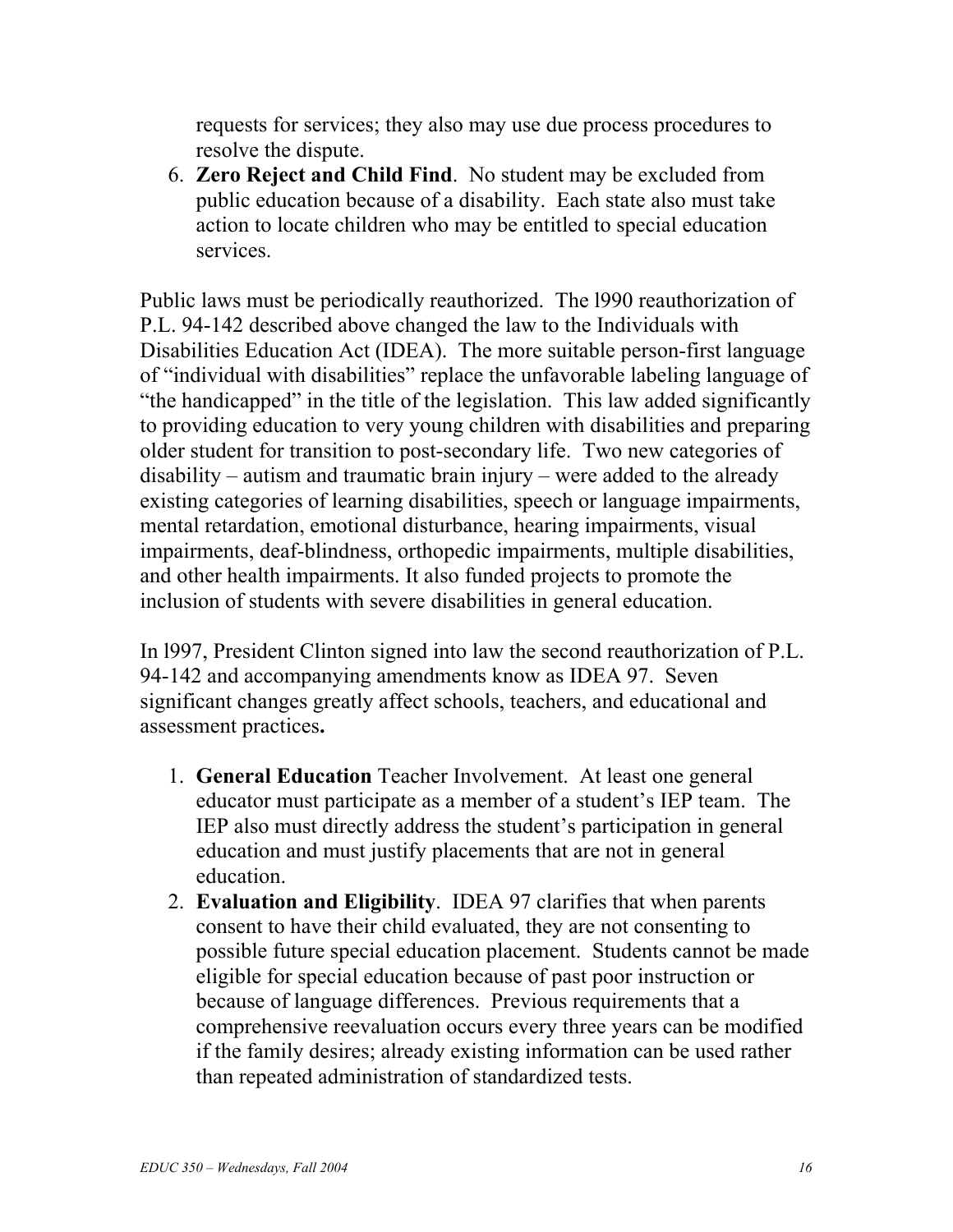requests for services; they also may use due process procedures to resolve the dispute.

6. **Zero Reject and Child Find**. No student may be excluded from public education because of a disability. Each state also must take action to locate children who may be entitled to special education services.

Public laws must be periodically reauthorized. The l990 reauthorization of P.L. 94-142 described above changed the law to the Individuals with Disabilities Education Act (IDEA). The more suitable person-first language of "individual with disabilities" replace the unfavorable labeling language of "the handicapped" in the title of the legislation. This law added significantly to providing education to very young children with disabilities and preparing older student for transition to post-secondary life. Two new categories of disability – autism and traumatic brain injury – were added to the already existing categories of learning disabilities, speech or language impairments, mental retardation, emotional disturbance, hearing impairments, visual impairments, deaf-blindness, orthopedic impairments, multiple disabilities, and other health impairments. It also funded projects to promote the inclusion of students with severe disabilities in general education.

In l997, President Clinton signed into law the second reauthorization of P.L. 94-142 and accompanying amendments know as IDEA 97. Seven significant changes greatly affect schools, teachers, and educational and assessment practices**.**

1. **General Education** Teacher Involvement. At least one general educator must participate as a member of a student's IEP team. The IEP also must directly address the student's participation in general education and must justify placements that are not in general education.
2. **Evaluation and Eligibility**. IDEA 97 clarifies that when parents consent to have their child evaluated, they are not consenting to possible future special education placement. Students cannot be made eligible for special education because of past poor instruction or because of language differences. Previous requirements that a comprehensive reevaluation occurs every three years can be modified if the family desires; already existing information can be used rather than repeated administration of standardized tests.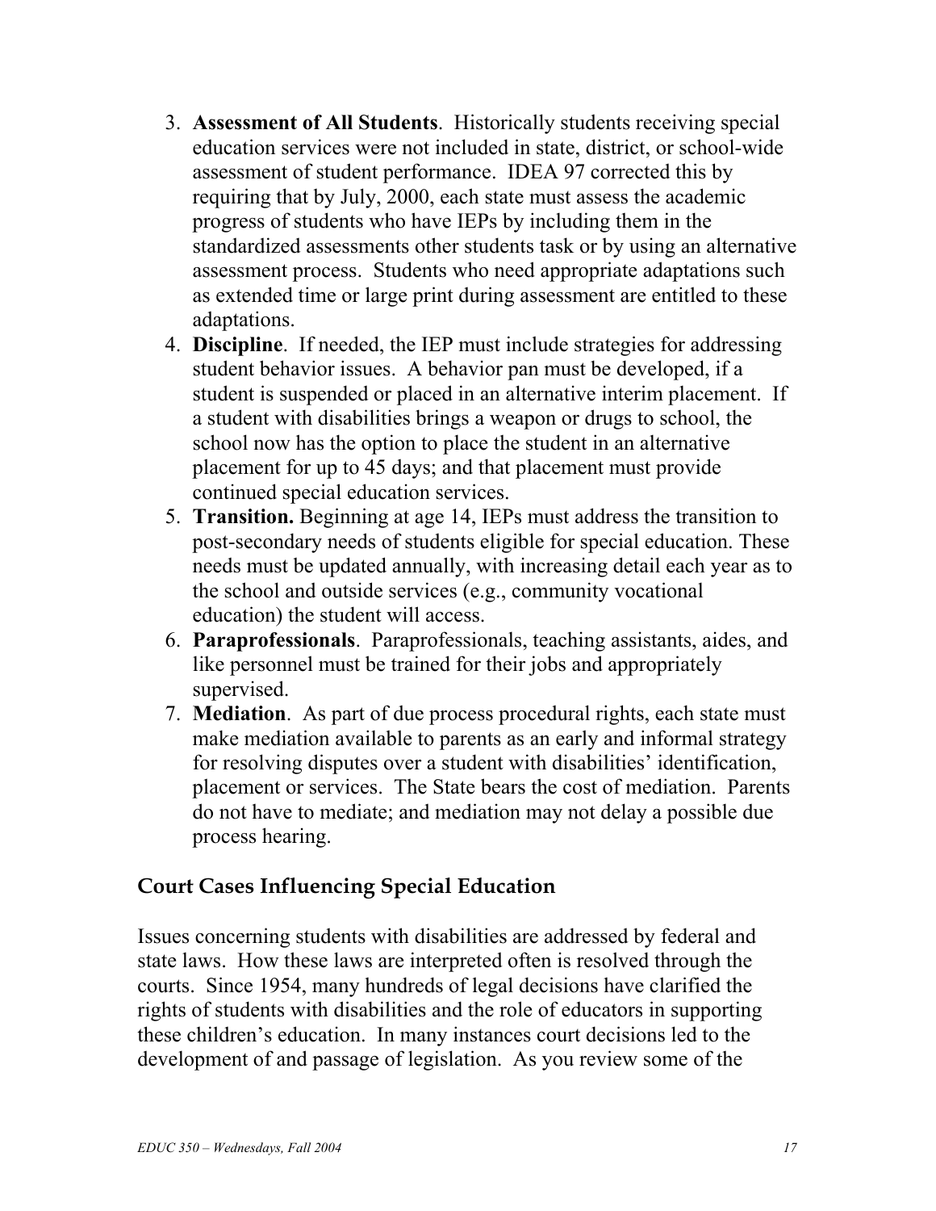3. **Assessment of All Students**. Historically students receiving special education services were not included in state, district, or school-wide assessment of student performance. IDEA 97 corrected this by requiring that by July, 2000, each state must assess the academic progress of students who have IEPs by including them in the standardized assessments other students task or by using an alternative assessment process. Students who need appropriate adaptations such as extended time or large print during assessment are entitled to these adaptations.
4. **Discipline**. If needed, the IEP must include strategies for addressing student behavior issues. A behavior pan must be developed, if a student is suspended or placed in an alternative interim placement. If a student with disabilities brings a weapon or drugs to school, the school now has the option to place the student in an alternative placement for up to 45 days; and that placement must provide continued special education services.
5. **Transition.** Beginning at age 14, IEPs must address the transition to post-secondary needs of students eligible for special education. These needs must be updated annually, with increasing detail each year as to the school and outside services (e.g., community vocational education) the student will access.
6. **Paraprofessionals**. Paraprofessionals, teaching assistants, aides, and like personnel must be trained for their jobs and appropriately supervised.
7. **Mediation**. As part of due process procedural rights, each state must make mediation available to parents as an early and informal strategy for resolving disputes over a student with disabilities' identification, placement or services. The State bears the cost of mediation. Parents do not have to mediate; and mediation may not delay a possible due process hearing.

## Court Cases Influencing Special Education

Issues concerning students with disabilities are addressed by federal and state laws. How these laws are interpreted often is resolved through the courts. Since 1954, many hundreds of legal decisions have clarified the rights of students with disabilities and the role of educators in supporting these children's education. In many instances court decisions led to the development of and passage of legislation. As you review some of the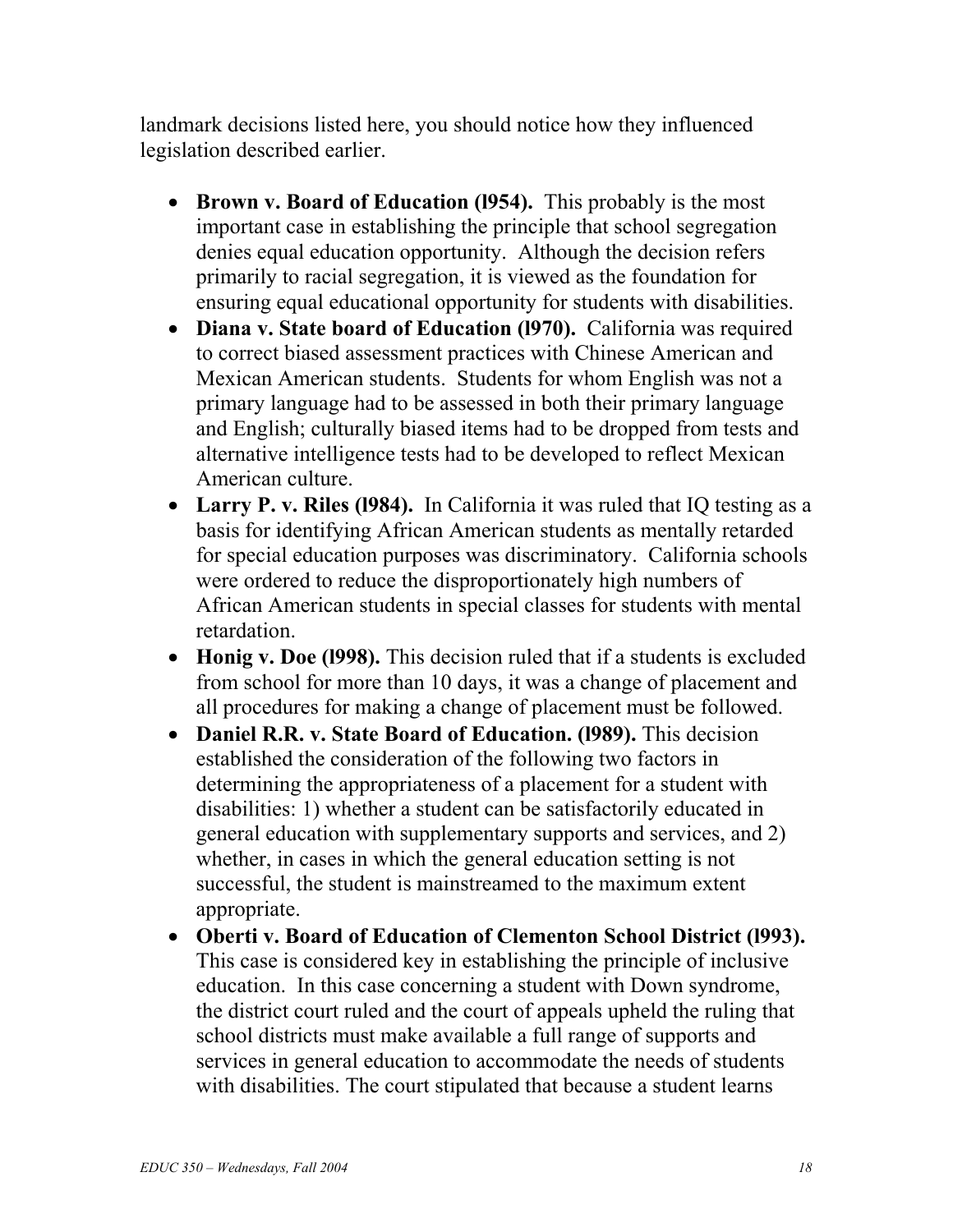landmark decisions listed here, you should notice how they influenced legislation described earlier.

- **Brown v. Board of Education (l954).** This probably is the most important case in establishing the principle that school segregation denies equal education opportunity. Although the decision refers primarily to racial segregation, it is viewed as the foundation for ensuring equal educational opportunity for students with disabilities.
- **Diana v. State board of Education (l970).** California was required to correct biased assessment practices with Chinese American and Mexican American students. Students for whom English was not a primary language had to be assessed in both their primary language and English; culturally biased items had to be dropped from tests and alternative intelligence tests had to be developed to reflect Mexican American culture.
- **Larry P. v. Riles (l984).** In California it was ruled that IQ testing as a basis for identifying African American students as mentally retarded for special education purposes was discriminatory. California schools were ordered to reduce the disproportionately high numbers of African American students in special classes for students with mental retardation.
- **Honig v. Doe (l998).** This decision ruled that if a students is excluded from school for more than 10 days, it was a change of placement and all procedures for making a change of placement must be followed.
- **Daniel R.R. v. State Board of Education. (l989).** This decision established the consideration of the following two factors in determining the appropriateness of a placement for a student with disabilities: 1) whether a student can be satisfactorily educated in general education with supplementary supports and services, and 2) whether, in cases in which the general education setting is not successful, the student is mainstreamed to the maximum extent appropriate.
- **Oberti v. Board of Education of Clementon School District (l993).** This case is considered key in establishing the principle of inclusive education. In this case concerning a student with Down syndrome, the district court ruled and the court of appeals upheld the ruling that school districts must make available a full range of supports and services in general education to accommodate the needs of students with disabilities. The court stipulated that because a student learns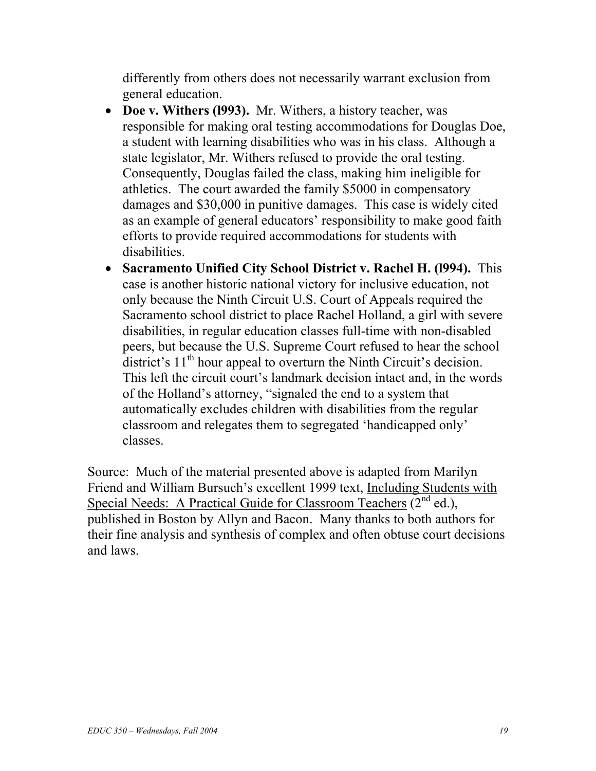differently from others does not necessarily warrant exclusion from general education.

- **Doe v. Withers (l993).** Mr. Withers, a history teacher, was responsible for making oral testing accommodations for Douglas Doe, a student with learning disabilities who was in his class. Although a state legislator, Mr. Withers refused to provide the oral testing. Consequently, Douglas failed the class, making him ineligible for athletics. The court awarded the family $5000 in compensatory damages and $30,000 in punitive damages. This case is widely cited as an example of general educators' responsibility to make good faith efforts to provide required accommodations for students with disabilities.
- **Sacramento Unified City School District v. Rachel H. (l994).** This case is another historic national victory for inclusive education, not only because the Ninth Circuit U.S. Court of Appeals required the Sacramento school district to place Rachel Holland, a girl with severe disabilities, in regular education classes full-time with non-disabled peers, but because the U.S. Supreme Court refused to hear the school district's 11th hour appeal to overturn the Ninth Circuit's decision. This left the circuit court's landmark decision intact and, in the words of the Holland's attorney, "signaled the end to a system that automatically excludes children with disabilities from the regular classroom and relegates them to segregated 'handicapped only' classes.

Source: Much of the material presented above is adapted from Marilyn Friend and William Bursuch's excellent 1999 text, Including Students with Special Needs: A Practical Guide for Classroom Teachers (2nd ed.), published in Boston by Allyn and Bacon. Many thanks to both authors for their fine analysis and synthesis of complex and often obtuse court decisions and laws.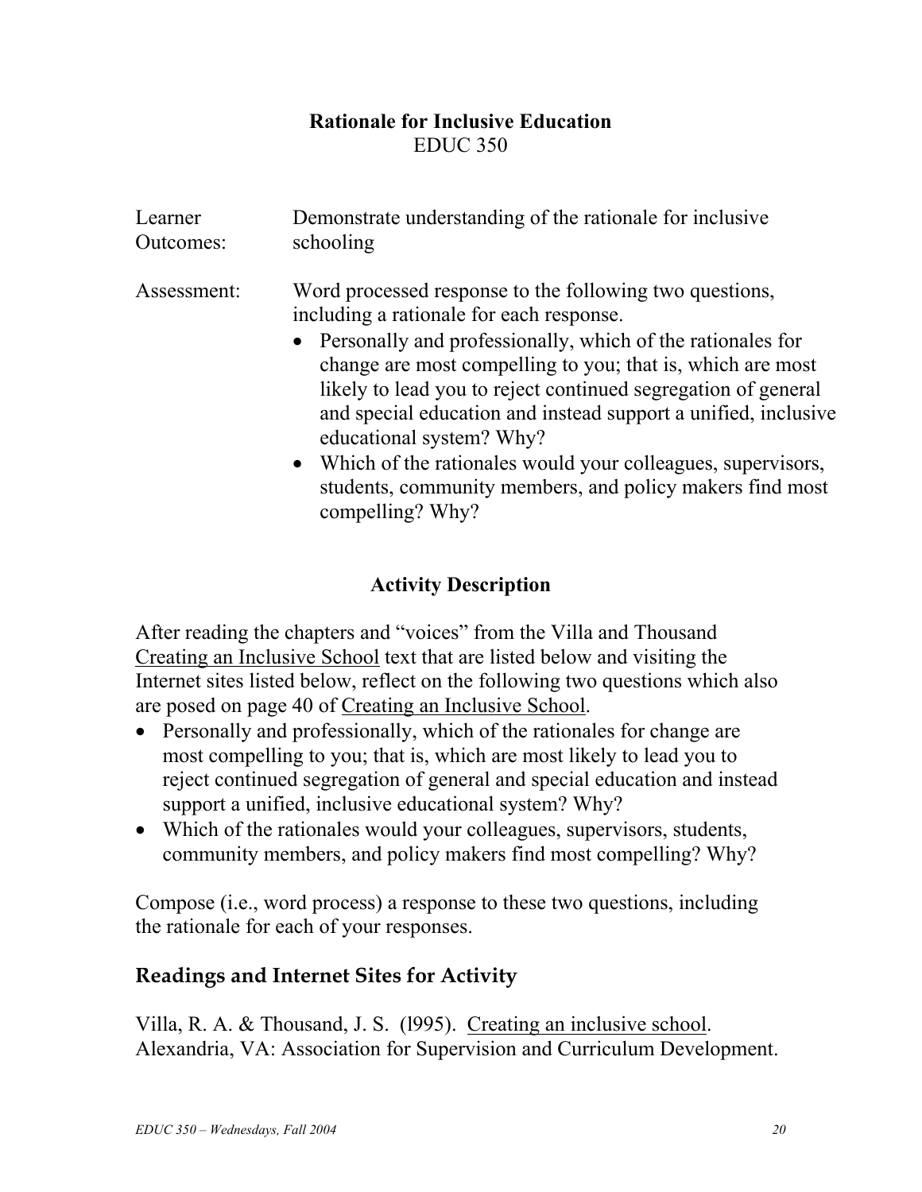## Rationale for Inclusive Education
EDUC 350

| | |
|---|---|
| Learner Outcomes: | Demonstrate understanding of the rationale for inclusive schooling |
| Assessment: | Word processed response to the following two questions, including a rationale for each response.<br>• Personally and professionally, which of the rationales for change are most compelling to you; that is, which are most likely to lead you to reject continued segregation of general and special education and instead support a unified, inclusive educational system? Why?<br>• Which of the rationales would your colleagues, supervisors, students, community members, and policy makers find most compelling? Why? |

### Activity Description

After reading the chapters and "voices" from the Villa and Thousand Creating an Inclusive School text that are listed below and visiting the Internet sites listed below, reflect on the following two questions which also are posed on page 40 of Creating an Inclusive School.

- Personally and professionally, which of the rationales for change are most compelling to you; that is, which are most likely to lead you to reject continued segregation of general and special education and instead support a unified, inclusive educational system? Why?
- Which of the rationales would your colleagues, supervisors, students, community members, and policy makers find most compelling? Why?

Compose (i.e., word process) a response to these two questions, including the rationale for each of your responses.

### Readings and Internet Sites for Activity

Villa, R. A. & Thousand, J. S. (l995). Creating an inclusive school. Alexandria, VA: Association for Supervision and Curriculum Development.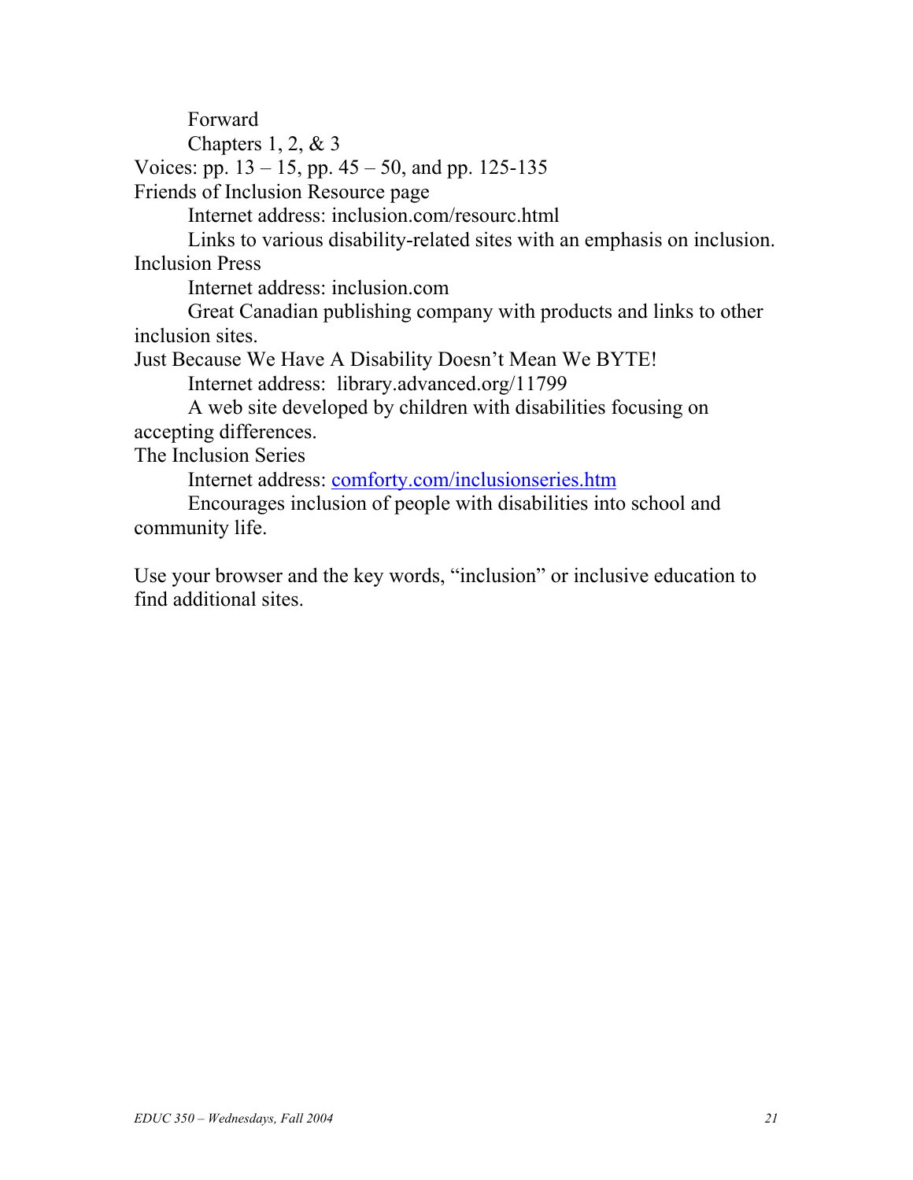Forward

Chapters 1, 2, & 3

Voices: pp. 13 – 15, pp. 45 – 50, and pp. 125-135

Friends of Inclusion Resource page

Internet address: inclusion.com/resourc.html

Links to various disability-related sites with an emphasis on inclusion.

Inclusion Press

Internet address: inclusion.com

Great Canadian publishing company with products and links to other inclusion sites.

Just Because We Have A Disability Doesn't Mean We BYTE!

Internet address: library.advanced.org/11799

A web site developed by children with disabilities focusing on accepting differences.

The Inclusion Series

Internet address: comforty.com/inclusionseries.htm

Encourages inclusion of people with disabilities into school and community life.

Use your browser and the key words, "inclusion" or inclusive education to find additional sites.